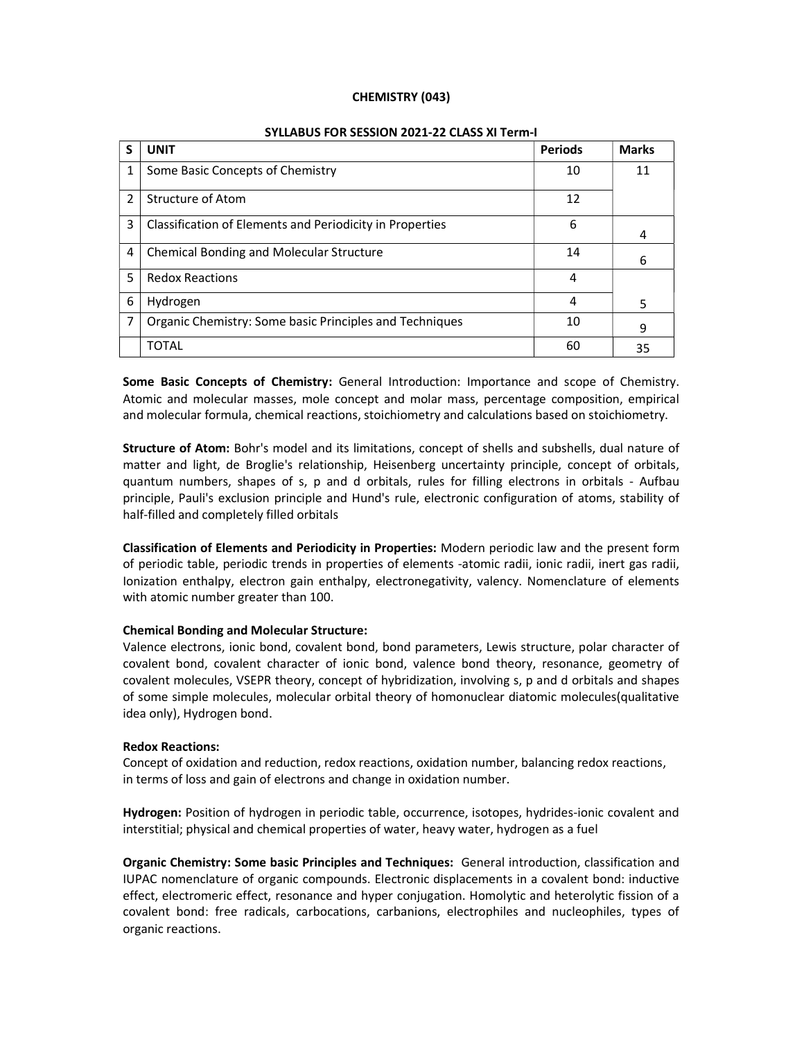# CHEMISTRY (043)

## SYLLABUS FOR SESSION 2021-22 CLASS XI Term-I

| S | UNIT | Periods | Marks |
|---|---|---|---|
| 1 | Some Basic Concepts of Chemistry | 10 | 11 |
| 2 | Structure of Atom | 12 | |
| 3 | Classification of Elements and Periodicity in Properties | 6 | 4 |
| 4 | Chemical Bonding and Molecular Structure | 14 | 6 |
| 5 | Redox Reactions | 4 | |
| 6 | Hydrogen | 4 | 5 |
| 7 | Organic Chemistry: Some basic Principles and Techniques | 10 | 9 |
| | TOTAL | 60 | 35 |

**Some Basic Concepts of Chemistry:** General Introduction: Importance and scope of Chemistry. Atomic and molecular masses, mole concept and molar mass, percentage composition, empirical and molecular formula, chemical reactions, stoichiometry and calculations based on stoichiometry.

**Structure of Atom:** Bohr's model and its limitations, concept of shells and subshells, dual nature of matter and light, de Broglie's relationship, Heisenberg uncertainty principle, concept of orbitals, quantum numbers, shapes of s, p and d orbitals, rules for filling electrons in orbitals - Aufbau principle, Pauli's exclusion principle and Hund's rule, electronic configuration of atoms, stability of half-filled and completely filled orbitals

**Classification of Elements and Periodicity in Properties:** Modern periodic law and the present form of periodic table, periodic trends in properties of elements -atomic radii, ionic radii, inert gas radii, Ionization enthalpy, electron gain enthalpy, electronegativity, valency. Nomenclature of elements with atomic number greater than 100.

**Chemical Bonding and Molecular Structure:**

Valence electrons, ionic bond, covalent bond, bond parameters, Lewis structure, polar character of covalent bond, covalent character of ionic bond, valence bond theory, resonance, geometry of covalent molecules, VSEPR theory, concept of hybridization, involving s, p and d orbitals and shapes of some simple molecules, molecular orbital theory of homonuclear diatomic molecules(qualitative idea only), Hydrogen bond.

**Redox Reactions:**

Concept of oxidation and reduction, redox reactions, oxidation number, balancing redox reactions, in terms of loss and gain of electrons and change in oxidation number.

**Hydrogen:** Position of hydrogen in periodic table, occurrence, isotopes, hydrides-ionic covalent and interstitial; physical and chemical properties of water, heavy water, hydrogen as a fuel

**Organic Chemistry: Some basic Principles and Techniques:** General introduction, classification and IUPAC nomenclature of organic compounds. Electronic displacements in a covalent bond: inductive effect, electromeric effect, resonance and hyper conjugation. Homolytic and heterolytic fission of a covalent bond: free radicals, carbocations, carbanions, electrophiles and nucleophiles, types of organic reactions.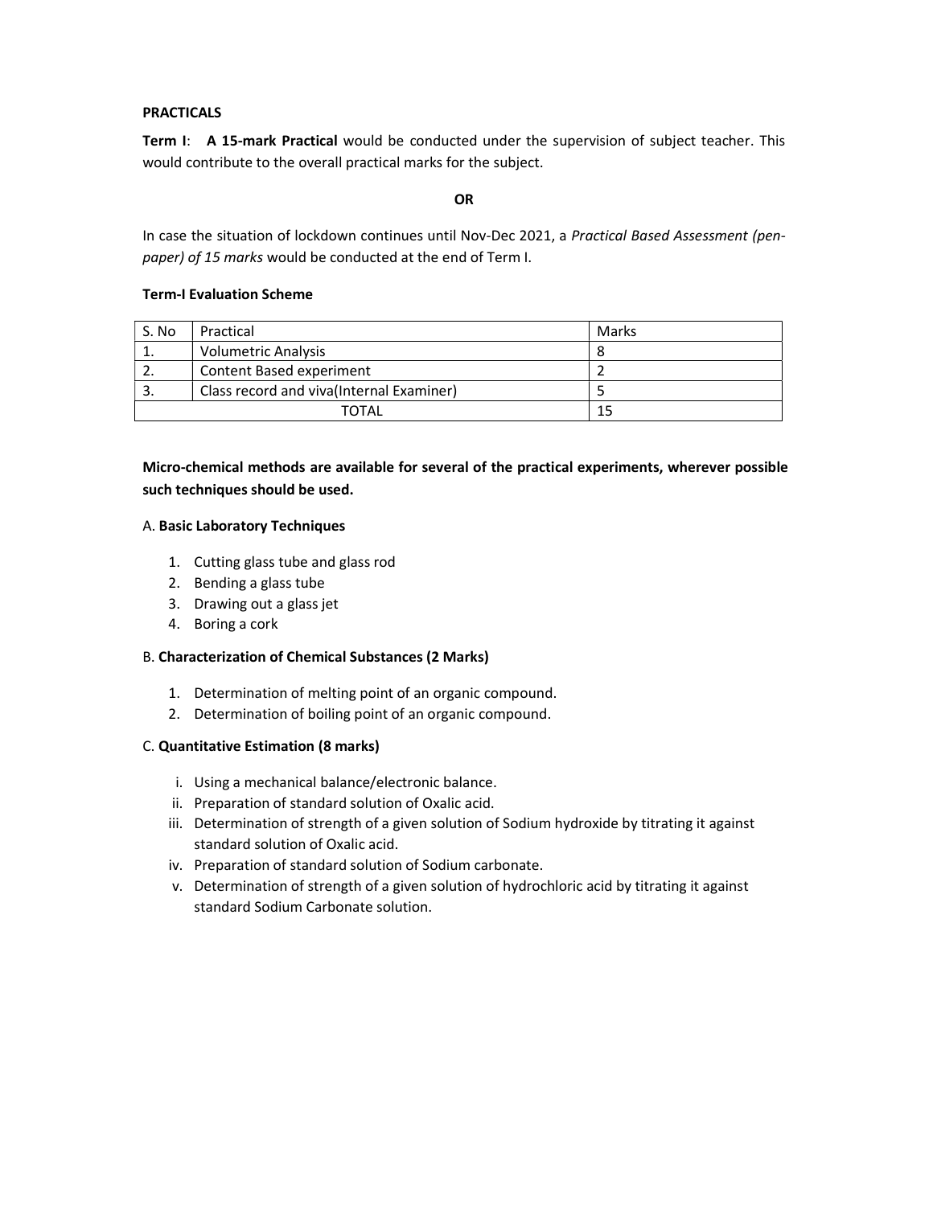**PRACTICALS**

**Term I**: **A 15-mark Practical** would be conducted under the supervision of subject teacher. This would contribute to the overall practical marks for the subject.

**OR**

In case the situation of lockdown continues until Nov-Dec 2021, a *Practical Based Assessment (pen-paper) of 15 marks* would be conducted at the end of Term I.

**Term-I Evaluation Scheme**

| S. No | Practical | Marks |
|---|---|---|
| 1. | Volumetric Analysis | 8 |
| 2. | Content Based experiment | 2 |
| 3. | Class record and viva(Internal Examiner) | 5 |
| | TOTAL | 15 |

**Micro-chemical methods are available for several of the practical experiments, wherever possible such techniques should be used.**

A. **Basic Laboratory Techniques**

1. Cutting glass tube and glass rod
2. Bending a glass tube
3. Drawing out a glass jet
4. Boring a cork

B. **Characterization of Chemical Substances (2 Marks)**

1. Determination of melting point of an organic compound.
2. Determination of boiling point of an organic compound.

C. **Quantitative Estimation (8 marks)**

i. Using a mechanical balance/electronic balance.
ii. Preparation of standard solution of Oxalic acid.
iii. Determination of strength of a given solution of Sodium hydroxide by titrating it against standard solution of Oxalic acid.
iv. Preparation of standard solution of Sodium carbonate.
v. Determination of strength of a given solution of hydrochloric acid by titrating it against standard Sodium Carbonate solution.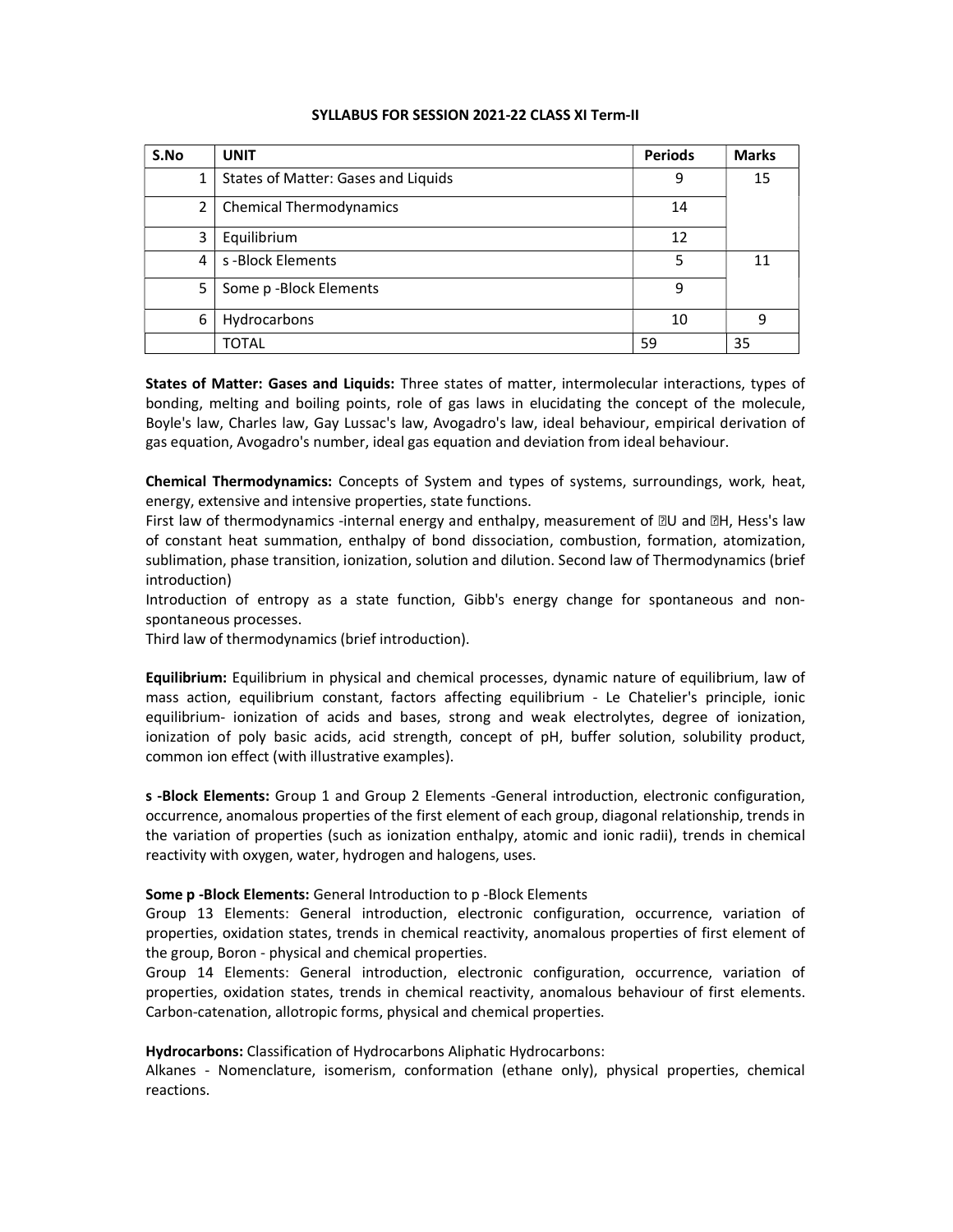**SYLLABUS FOR SESSION 2021-22 CLASS XI Term-II**

| S.No | UNIT | Periods | Marks |
|---|---|---|---|
| 1 | States of Matter: Gases and Liquids | 9 | 15 |
| 2 | Chemical Thermodynamics | 14 | |
| 3 | Equilibrium | 12 | |
| 4 | s -Block Elements | 5 | 11 |
| 5 | Some p -Block Elements | 9 | |
| 6 | Hydrocarbons | 10 | 9 |
| | TOTAL | 59 | 35 |

**States of Matter: Gases and Liquids:** Three states of matter, intermolecular interactions, types of bonding, melting and boiling points, role of gas laws in elucidating the concept of the molecule, Boyle's law, Charles law, Gay Lussac's law, Avogadro's law, ideal behaviour, empirical derivation of gas equation, Avogadro's number, ideal gas equation and deviation from ideal behaviour.

**Chemical Thermodynamics:** Concepts of System and types of systems, surroundings, work, heat, energy, extensive and intensive properties, state functions.

First law of thermodynamics -internal energy and enthalpy, measurement of ΔU and ΔH, Hess's law of constant heat summation, enthalpy of bond dissociation, combustion, formation, atomization, sublimation, phase transition, ionization, solution and dilution. Second law of Thermodynamics (brief introduction)

Introduction of entropy as a state function, Gibb's energy change for spontaneous and non-spontaneous processes.

Third law of thermodynamics (brief introduction).

**Equilibrium:** Equilibrium in physical and chemical processes, dynamic nature of equilibrium, law of mass action, equilibrium constant, factors affecting equilibrium - Le Chatelier's principle, ionic equilibrium- ionization of acids and bases, strong and weak electrolytes, degree of ionization, ionization of poly basic acids, acid strength, concept of pH, buffer solution, solubility product, common ion effect (with illustrative examples).

**s -Block Elements:** Group 1 and Group 2 Elements -General introduction, electronic configuration, occurrence, anomalous properties of the first element of each group, diagonal relationship, trends in the variation of properties (such as ionization enthalpy, atomic and ionic radii), trends in chemical reactivity with oxygen, water, hydrogen and halogens, uses.

**Some p -Block Elements:** General Introduction to p -Block Elements

Group 13 Elements: General introduction, electronic configuration, occurrence, variation of properties, oxidation states, trends in chemical reactivity, anomalous properties of first element of the group, Boron - physical and chemical properties.

Group 14 Elements: General introduction, electronic configuration, occurrence, variation of properties, oxidation states, trends in chemical reactivity, anomalous behaviour of first elements. Carbon-catenation, allotropic forms, physical and chemical properties.

**Hydrocarbons:** Classification of Hydrocarbons Aliphatic Hydrocarbons:

Alkanes - Nomenclature, isomerism, conformation (ethane only), physical properties, chemical reactions.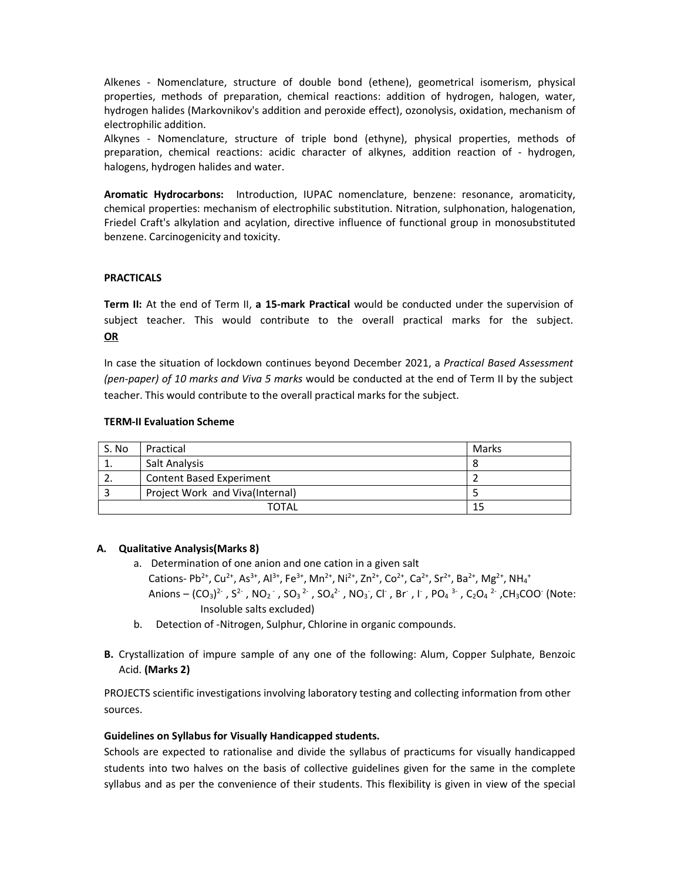Alkenes - Nomenclature, structure of double bond (ethene), geometrical isomerism, physical properties, methods of preparation, chemical reactions: addition of hydrogen, halogen, water, hydrogen halides (Markovnikov's addition and peroxide effect), ozonolysis, oxidation, mechanism of electrophilic addition.

Alkynes - Nomenclature, structure of triple bond (ethyne), physical properties, methods of preparation, chemical reactions: acidic character of alkynes, addition reaction of - hydrogen, halogens, hydrogen halides and water.

**Aromatic Hydrocarbons:** Introduction, IUPAC nomenclature, benzene: resonance, aromaticity, chemical properties: mechanism of electrophilic substitution. Nitration, sulphonation, halogenation, Friedel Craft's alkylation and acylation, directive influence of functional group in monosubstituted benzene. Carcinogenicity and toxicity.

**PRACTICALS**

**Term II:** At the end of Term II, **a 15-mark Practical** would be conducted under the supervision of subject teacher. This would contribute to the overall practical marks for the subject. **OR**

In case the situation of lockdown continues beyond December 2021, a *Practical Based Assessment (pen-paper) of 10 marks and Viva 5 marks* would be conducted at the end of Term II by the subject teacher. This would contribute to the overall practical marks for the subject.

**TERM-II Evaluation Scheme**

| S. No | Practical | Marks |
|---|---|---|
| 1. | Salt Analysis | 8 |
| 2. | Content Based Experiment | 2 |
| 3 | Project Work and Viva(Internal) | 5 |
| | TOTAL | 15 |

**A. Qualitative Analysis(Marks 8)**

a. Determination of one anion and one cation in a given salt
   Cations- $Pb^{2+}$, $Cu^{2+}$, $As^{3+}$, $Al^{3+}$, $Fe^{3+}$, $Mn^{2+}$, $Ni^{2+}$, $Zn^{2+}$, $Co^{2+}$, $Ca^{2+}$, $Sr^{2+}$, $Ba^{2+}$, $Mg^{2+}$, $NH_4^+$
   Anions – $(CO_3)^{2-}$, $S^{2-}$, $NO_2^-$, $SO_3^{2-}$, $SO_4^{2-}$, $NO_3^-$, $Cl^-$, $Br^-$, $I^-$, $PO_4^{3-}$, $C_2O_4^{2-}$, $CH_3COO^-$ (Note: Insoluble salts excluded)

b. Detection of -Nitrogen, Sulphur, Chlorine in organic compounds.

**B.** Crystallization of impure sample of any one of the following: Alum, Copper Sulphate, Benzoic Acid. **(Marks 2)**

PROJECTS scientific investigations involving laboratory testing and collecting information from other sources.

**Guidelines on Syllabus for Visually Handicapped students.**

Schools are expected to rationalise and divide the syllabus of practicums for visually handicapped students into two halves on the basis of collective guidelines given for the same in the complete syllabus and as per the convenience of their students. This flexibility is given in view of the special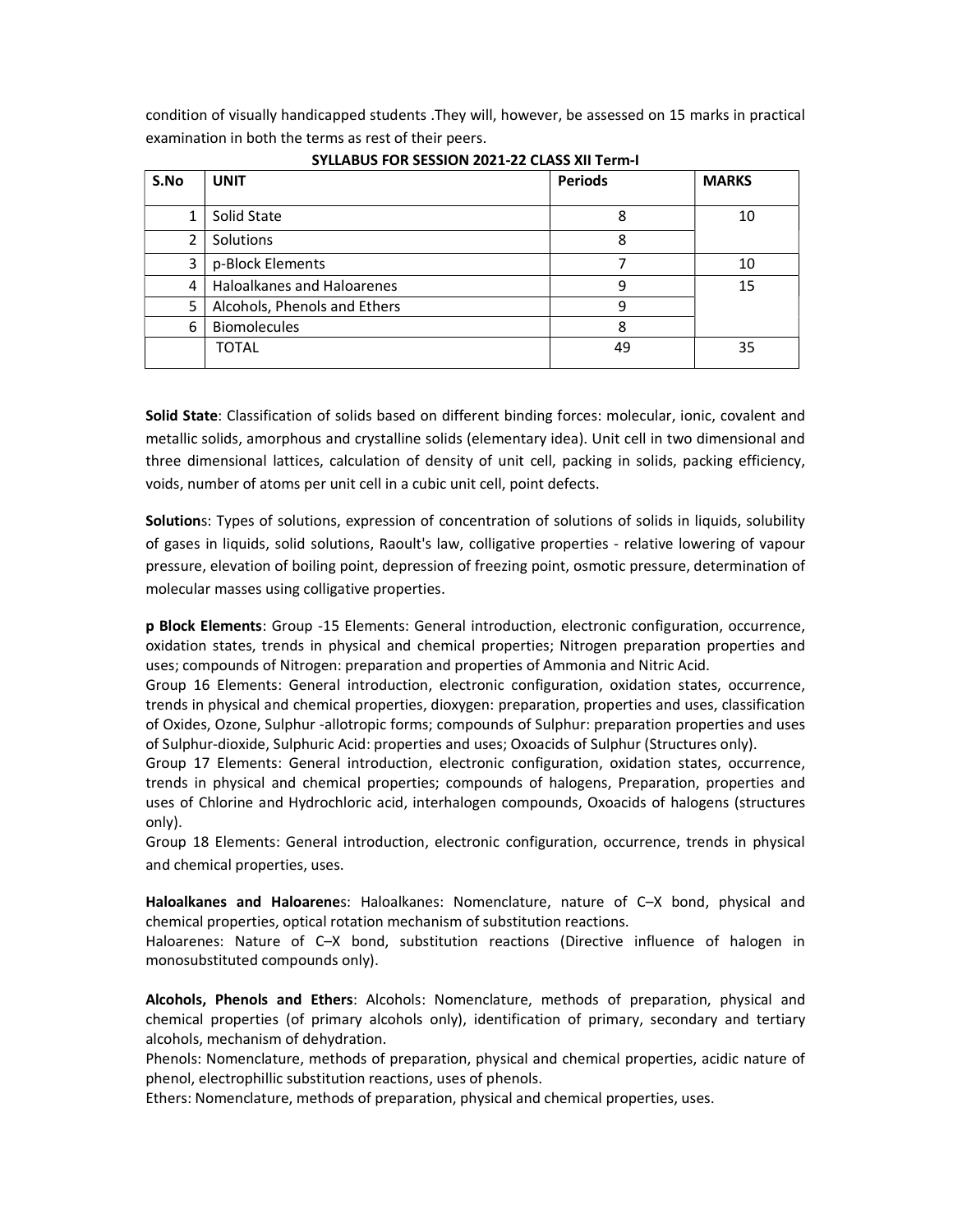condition of visually handicapped students .They will, however, be assessed on 15 marks in practical examination in both the terms as rest of their peers.

**SYLLABUS FOR SESSION 2021-22 CLASS XII Term-I**

| S.No | UNIT | Periods | MARKS |
|---|---|---|---|
| 1 | Solid State | 8 | 10 |
| 2 | Solutions | 8 | |
| 3 | p-Block Elements | 7 | 10 |
| 4 | Haloalkanes and Haloarenes | 9 | 15 |
| 5 | Alcohols, Phenols and Ethers | 9 | |
| 6 | Biomolecules | 8 | |
| | TOTAL | 49 | 35 |

**Solid State**: Classification of solids based on different binding forces: molecular, ionic, covalent and metallic solids, amorphous and crystalline solids (elementary idea). Unit cell in two dimensional and three dimensional lattices, calculation of density of unit cell, packing in solids, packing efficiency, voids, number of atoms per unit cell in a cubic unit cell, point defects.

**Solution**s: Types of solutions, expression of concentration of solutions of solids in liquids, solubility of gases in liquids, solid solutions, Raoult's law, colligative properties - relative lowering of vapour pressure, elevation of boiling point, depression of freezing point, osmotic pressure, determination of molecular masses using colligative properties.

**p Block Elements**: Group -15 Elements: General introduction, electronic configuration, occurrence, oxidation states, trends in physical and chemical properties; Nitrogen preparation properties and uses; compounds of Nitrogen: preparation and properties of Ammonia and Nitric Acid.
Group 16 Elements: General introduction, electronic configuration, oxidation states, occurrence, trends in physical and chemical properties, dioxygen: preparation, properties and uses, classification of Oxides, Ozone, Sulphur -allotropic forms; compounds of Sulphur: preparation properties and uses of Sulphur-dioxide, Sulphuric Acid: properties and uses; Oxoacids of Sulphur (Structures only).
Group 17 Elements: General introduction, electronic configuration, oxidation states, occurrence, trends in physical and chemical properties; compounds of halogens, Preparation, properties and uses of Chlorine and Hydrochloric acid, interhalogen compounds, Oxoacids of halogens (structures only).
Group 18 Elements: General introduction, electronic configuration, occurrence, trends in physical and chemical properties, uses.

**Haloalkanes and Haloarene**s: Haloalkanes: Nomenclature, nature of C–X bond, physical and chemical properties, optical rotation mechanism of substitution reactions.
Haloarenes: Nature of C–X bond, substitution reactions (Directive influence of halogen in monosubstituted compounds only).

**Alcohols, Phenols and Ethers**: Alcohols: Nomenclature, methods of preparation, physical and chemical properties (of primary alcohols only), identification of primary, secondary and tertiary alcohols, mechanism of dehydration.
Phenols: Nomenclature, methods of preparation, physical and chemical properties, acidic nature of phenol, electrophillic substitution reactions, uses of phenols.
Ethers: Nomenclature, methods of preparation, physical and chemical properties, uses.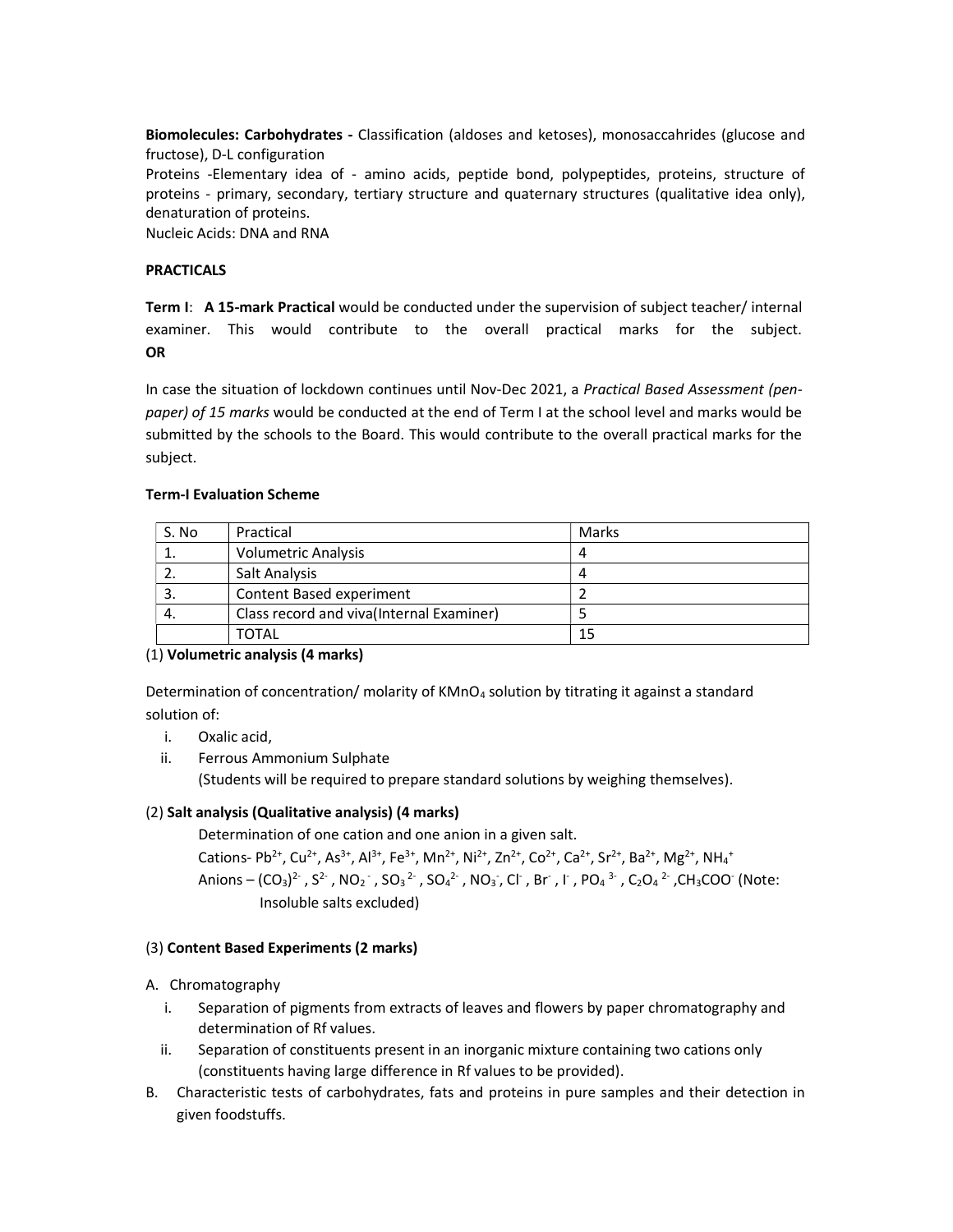**Biomolecules: Carbohydrates -** Classification (aldoses and ketoses), monosaccahrides (glucose and fructose), D-L configuration

Proteins -Elementary idea of - amino acids, peptide bond, polypeptides, proteins, structure of proteins - primary, secondary, tertiary structure and quaternary structures (qualitative idea only), denaturation of proteins.

Nucleic Acids: DNA and RNA

**PRACTICALS**

**Term I**: **A 15-mark Practical** would be conducted under the supervision of subject teacher/ internal examiner. This would contribute to the overall practical marks for the subject.
**OR**

In case the situation of lockdown continues until Nov-Dec 2021, a *Practical Based Assessment (pen-paper) of 15 marks* would be conducted at the end of Term I at the school level and marks would be submitted by the schools to the Board. This would contribute to the overall practical marks for the subject.

**Term-I Evaluation Scheme**

| S. No | Practical | Marks |
|---|---|---|
| 1. | Volumetric Analysis | 4 |
| 2. | Salt Analysis | 4 |
| 3. | Content Based experiment | 2 |
| 4. | Class record and viva(Internal Examiner) | 5 |
| | TOTAL | 15 |

(1) **Volumetric analysis (4 marks)**

Determination of concentration/ molarity of $KMnO_4$ solution by titrating it against a standard solution of:

i. Oxalic acid,
ii. Ferrous Ammonium Sulphate
(Students will be required to prepare standard solutions by weighing themselves).

(2) **Salt analysis (Qualitative analysis) (4 marks)**

Determination of one cation and one anion in a given salt.

Cations- $Pb^{2+}$, $Cu^{2+}$, $As^{3+}$, $Al^{3+}$, $Fe^{3+}$, $Mn^{2+}$, $Ni^{2+}$, $Zn^{2+}$, $Co^{2+}$, $Ca^{2+}$, $Sr^{2+}$, $Ba^{2+}$, $Mg^{2+}$, $NH_4^+$

Anions – $(CO_3)^{2-}$, $S^{2-}$, $NO_2^-$, $SO_3^{2-}$, $SO_4^{2-}$, $NO_3^-$, $Cl^-$, $Br^-$, $I^-$, $PO_4^{3-}$, $C_2O_4^{2-}$, $CH_3COO^-$ (Note: Insoluble salts excluded)

(3) **Content Based Experiments (2 marks)**

A. Chromatography
   i. Separation of pigments from extracts of leaves and flowers by paper chromatography and determination of Rf values.
   ii. Separation of constituents present in an inorganic mixture containing two cations only (constituents having large difference in Rf values to be provided).

B. Characteristic tests of carbohydrates, fats and proteins in pure samples and their detection in given foodstuffs.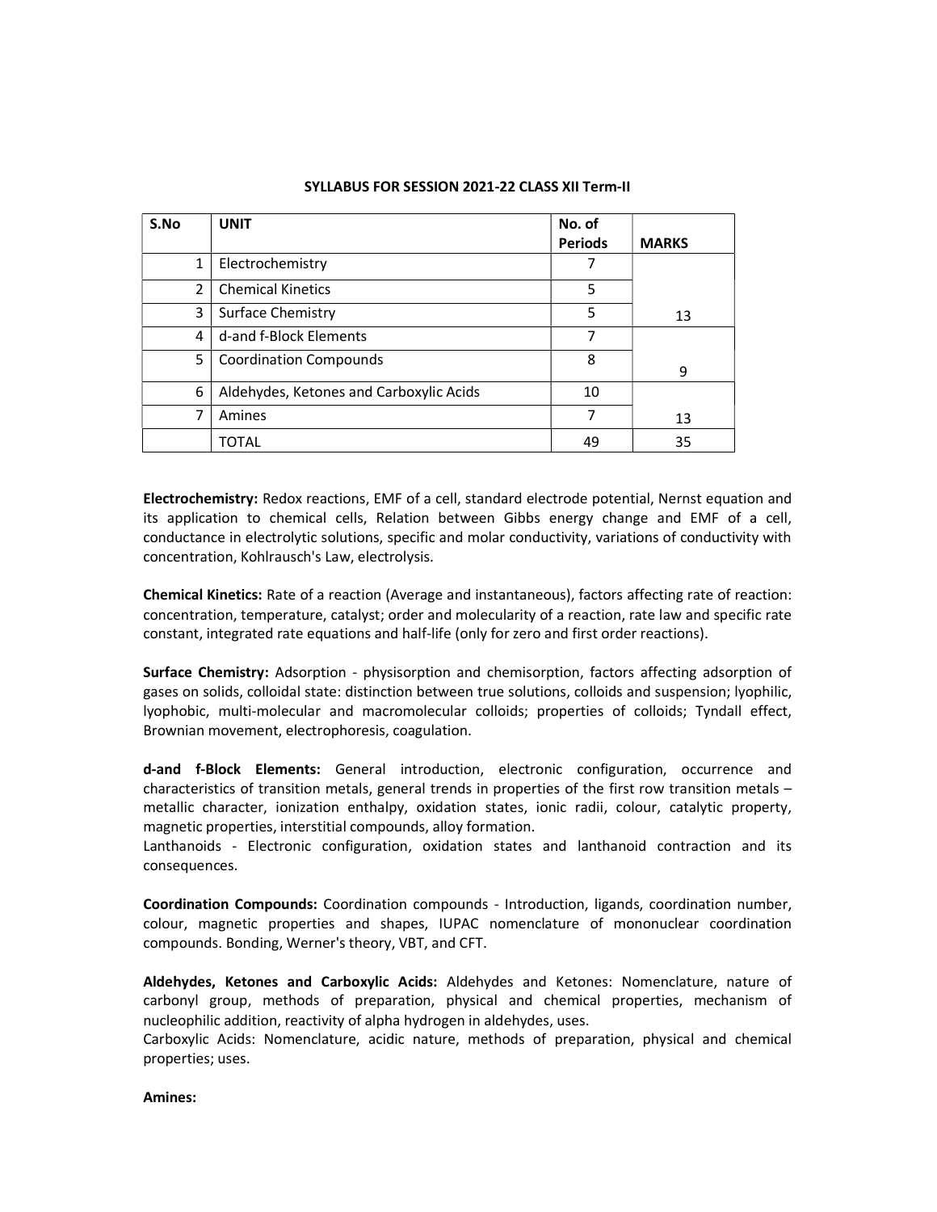## SYLLABUS FOR SESSION 2021-22 CLASS XII Term-II

| S.No | UNIT | No. of Periods | MARKS |
|---|---|---|---|
| 1 | Electrochemistry | 7 | |
| 2 | Chemical Kinetics | 5 | |
| 3 | Surface Chemistry | 5 | 13 |
| 4 | d-and f-Block Elements | 7 | |
| 5 | Coordination Compounds | 8 | 9 |
| 6 | Aldehydes, Ketones and Carboxylic Acids | 10 | |
| 7 | Amines | 7 | 13 |
| | TOTAL | 49 | 35 |

**Electrochemistry:** Redox reactions, EMF of a cell, standard electrode potential, Nernst equation and its application to chemical cells, Relation between Gibbs energy change and EMF of a cell, conductance in electrolytic solutions, specific and molar conductivity, variations of conductivity with concentration, Kohlrausch's Law, electrolysis.

**Chemical Kinetics:** Rate of a reaction (Average and instantaneous), factors affecting rate of reaction: concentration, temperature, catalyst; order and molecularity of a reaction, rate law and specific rate constant, integrated rate equations and half-life (only for zero and first order reactions).

**Surface Chemistry:** Adsorption - physisorption and chemisorption, factors affecting adsorption of gases on solids, colloidal state: distinction between true solutions, colloids and suspension; lyophilic, lyophobic, multi-molecular and macromolecular colloids; properties of colloids; Tyndall effect, Brownian movement, electrophoresis, coagulation.

**d-and f-Block Elements:** General introduction, electronic configuration, occurrence and characteristics of transition metals, general trends in properties of the first row transition metals – metallic character, ionization enthalpy, oxidation states, ionic radii, colour, catalytic property, magnetic properties, interstitial compounds, alloy formation.
Lanthanoids - Electronic configuration, oxidation states and lanthanoid contraction and its consequences.

**Coordination Compounds:** Coordination compounds - Introduction, ligands, coordination number, colour, magnetic properties and shapes, IUPAC nomenclature of mononuclear coordination compounds. Bonding, Werner's theory, VBT, and CFT.

**Aldehydes, Ketones and Carboxylic Acids:** Aldehydes and Ketones: Nomenclature, nature of carbonyl group, methods of preparation, physical and chemical properties, mechanism of nucleophilic addition, reactivity of alpha hydrogen in aldehydes, uses.
Carboxylic Acids: Nomenclature, acidic nature, methods of preparation, physical and chemical properties; uses.

**Amines:**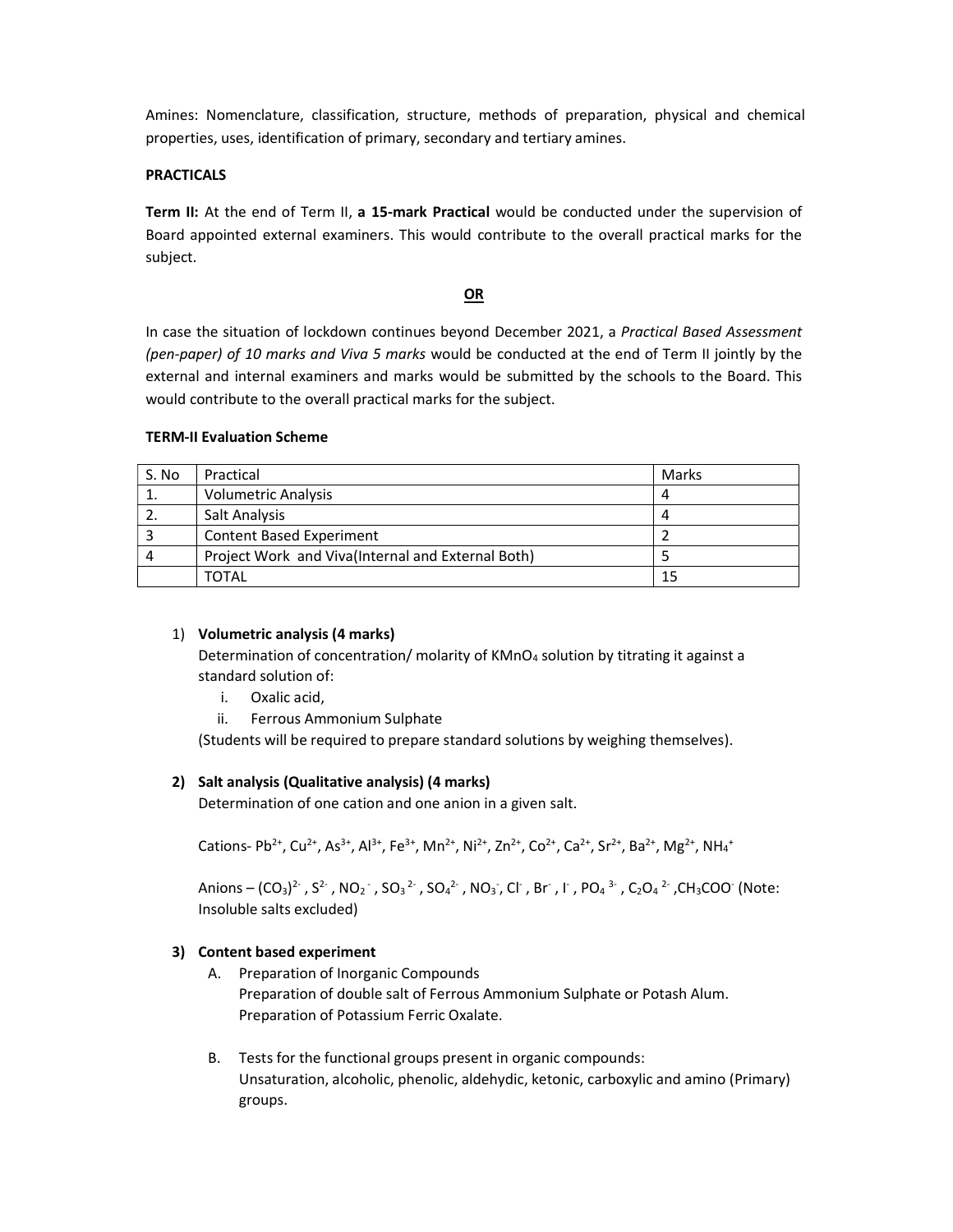Amines: Nomenclature, classification, structure, methods of preparation, physical and chemical properties, uses, identification of primary, secondary and tertiary amines.

**PRACTICALS**

**Term II:** At the end of Term II, **a 15-mark Practical** would be conducted under the supervision of Board appointed external examiners. This would contribute to the overall practical marks for the subject.

**OR**

In case the situation of lockdown continues beyond December 2021, a *Practical Based Assessment (pen-paper) of 10 marks and Viva 5 marks* would be conducted at the end of Term II jointly by the external and internal examiners and marks would be submitted by the schools to the Board. This would contribute to the overall practical marks for the subject.

**TERM-II Evaluation Scheme**

| S. No | Practical | Marks |
|---|---|---|
| 1. | Volumetric Analysis | 4 |
| 2. | Salt Analysis | 4 |
| 3 | Content Based Experiment | 2 |
| 4 | Project Work and Viva(Internal and External Both) | 5 |
| | TOTAL | 15 |

1) **Volumetric analysis (4 marks)**
   Determination of concentration/ molarity of $KMnO_4$ solution by titrating it against a standard solution of:
   i. Oxalic acid,
   ii. Ferrous Ammonium Sulphate
   (Students will be required to prepare standard solutions by weighing themselves).

2) **Salt analysis (Qualitative analysis) (4 marks)**
   Determination of one cation and one anion in a given salt.

   Cations- $Pb^{2+}$, $Cu^{2+}$, $As^{3+}$, $Al^{3+}$, $Fe^{3+}$, $Mn^{2+}$, $Ni^{2+}$, $Zn^{2+}$, $Co^{2+}$, $Ca^{2+}$, $Sr^{2+}$, $Ba^{2+}$, $Mg^{2+}$, $NH_4^+$

   Anions – $(CO_3)^{2-}$, $S^{2-}$, $NO_2^-$, $SO_3^{2-}$, $SO_4^{2-}$, $NO_3^-$, $Cl^-$, $Br^-$, $I^-$, $PO_4^{3-}$, $C_2O_4^{2-}$, $CH_3COO^-$ (Note: Insoluble salts excluded)

3) **Content based experiment**
   A. Preparation of Inorganic Compounds
      Preparation of double salt of Ferrous Ammonium Sulphate or Potash Alum.
      Preparation of Potassium Ferric Oxalate.

   B. Tests for the functional groups present in organic compounds:
      Unsaturation, alcoholic, phenolic, aldehydic, ketonic, carboxylic and amino (Primary) groups.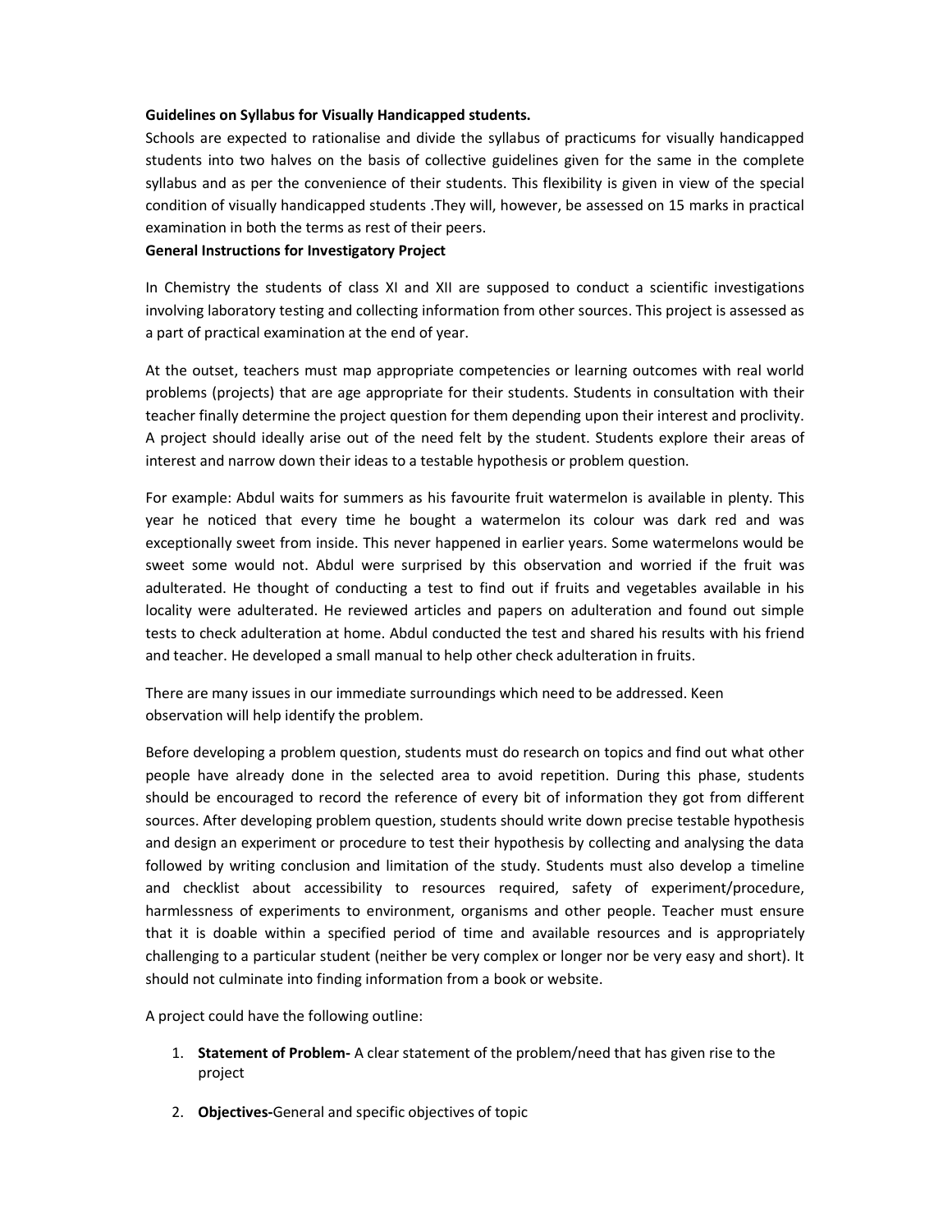**Guidelines on Syllabus for Visually Handicapped students.**

Schools are expected to rationalise and divide the syllabus of practicums for visually handicapped students into two halves on the basis of collective guidelines given for the same in the complete syllabus and as per the convenience of their students. This flexibility is given in view of the special condition of visually handicapped students .They will, however, be assessed on 15 marks in practical examination in both the terms as rest of their peers.

**General Instructions for Investigatory Project**

In Chemistry the students of class XI and XII are supposed to conduct a scientific investigations involving laboratory testing and collecting information from other sources. This project is assessed as a part of practical examination at the end of year.

At the outset, teachers must map appropriate competencies or learning outcomes with real world problems (projects) that are age appropriate for their students. Students in consultation with their teacher finally determine the project question for them depending upon their interest and proclivity. A project should ideally arise out of the need felt by the student. Students explore their areas of interest and narrow down their ideas to a testable hypothesis or problem question.

For example: Abdul waits for summers as his favourite fruit watermelon is available in plenty. This year he noticed that every time he bought a watermelon its colour was dark red and was exceptionally sweet from inside. This never happened in earlier years. Some watermelons would be sweet some would not. Abdul were surprised by this observation and worried if the fruit was adulterated. He thought of conducting a test to find out if fruits and vegetables available in his locality were adulterated. He reviewed articles and papers on adulteration and found out simple tests to check adulteration at home. Abdul conducted the test and shared his results with his friend and teacher. He developed a small manual to help other check adulteration in fruits.

There are many issues in our immediate surroundings which need to be addressed. Keen observation will help identify the problem.

Before developing a problem question, students must do research on topics and find out what other people have already done in the selected area to avoid repetition. During this phase, students should be encouraged to record the reference of every bit of information they got from different sources. After developing problem question, students should write down precise testable hypothesis and design an experiment or procedure to test their hypothesis by collecting and analysing the data followed by writing conclusion and limitation of the study. Students must also develop a timeline and checklist about accessibility to resources required, safety of experiment/procedure, harmlessness of experiments to environment, organisms and other people. Teacher must ensure that it is doable within a specified period of time and available resources and is appropriately challenging to a particular student (neither be very complex or longer nor be very easy and short). It should not culminate into finding information from a book or website.

A project could have the following outline:

1. **Statement of Problem-** A clear statement of the problem/need that has given rise to the project
2. **Objectives-**General and specific objectives of topic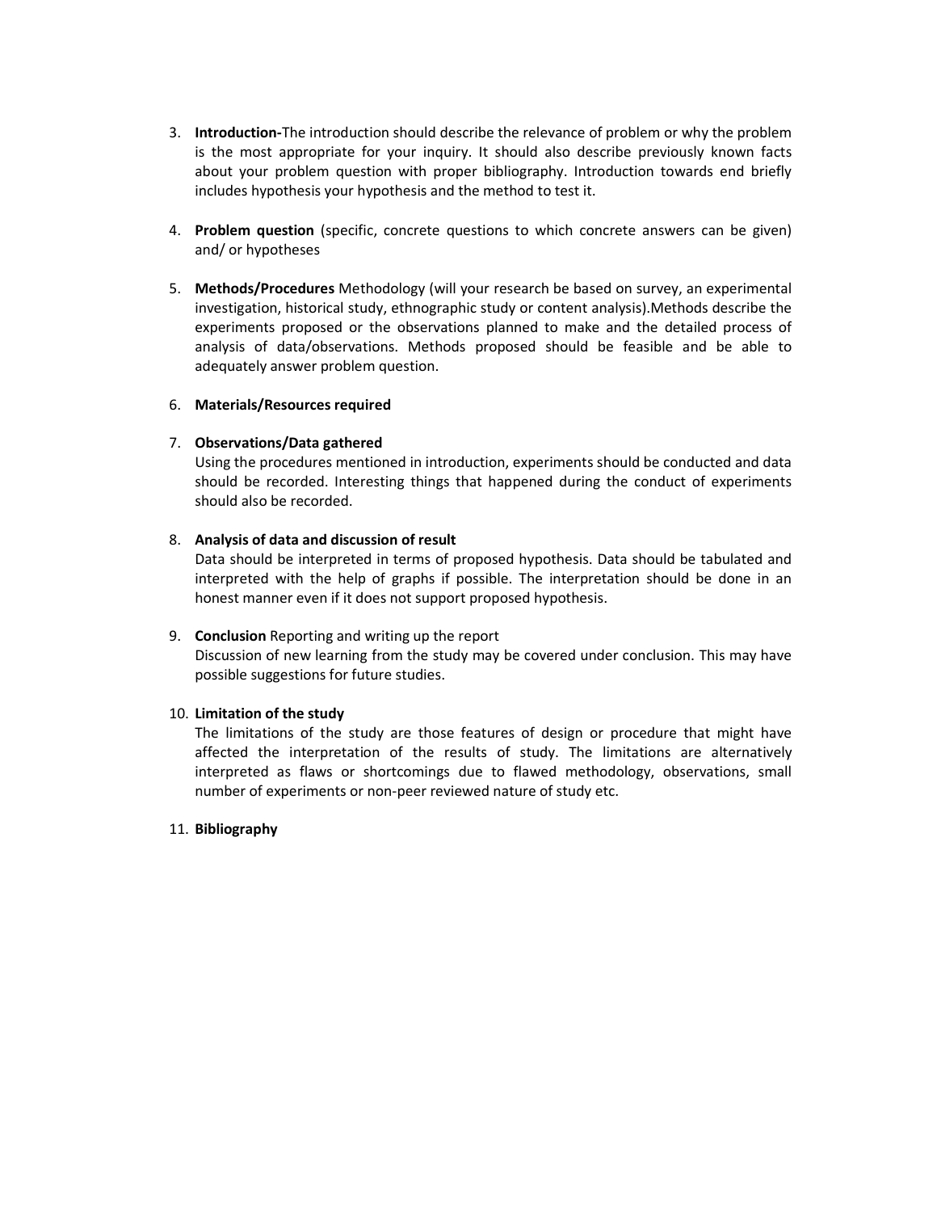3. **Introduction-**The introduction should describe the relevance of problem or why the problem is the most appropriate for your inquiry. It should also describe previously known facts about your problem question with proper bibliography. Introduction towards end briefly includes hypothesis your hypothesis and the method to test it.

4. **Problem question** (specific, concrete questions to which concrete answers can be given) and/ or hypotheses

5. **Methods/Procedures** Methodology (will your research be based on survey, an experimental investigation, historical study, ethnographic study or content analysis).Methods describe the experiments proposed or the observations planned to make and the detailed process of analysis of data/observations. Methods proposed should be feasible and be able to adequately answer problem question.

6. **Materials/Resources required**

7. **Observations/Data gathered**
   Using the procedures mentioned in introduction, experiments should be conducted and data should be recorded. Interesting things that happened during the conduct of experiments should also be recorded.

8. **Analysis of data and discussion of result**
   Data should be interpreted in terms of proposed hypothesis. Data should be tabulated and interpreted with the help of graphs if possible. The interpretation should be done in an honest manner even if it does not support proposed hypothesis.

9. **Conclusion** Reporting and writing up the report
   Discussion of new learning from the study may be covered under conclusion. This may have possible suggestions for future studies.

10. **Limitation of the study**
    The limitations of the study are those features of design or procedure that might have affected the interpretation of the results of study. The limitations are alternatively interpreted as flaws or shortcomings due to flawed methodology, observations, small number of experiments or non-peer reviewed nature of study etc.

11. **Bibliography**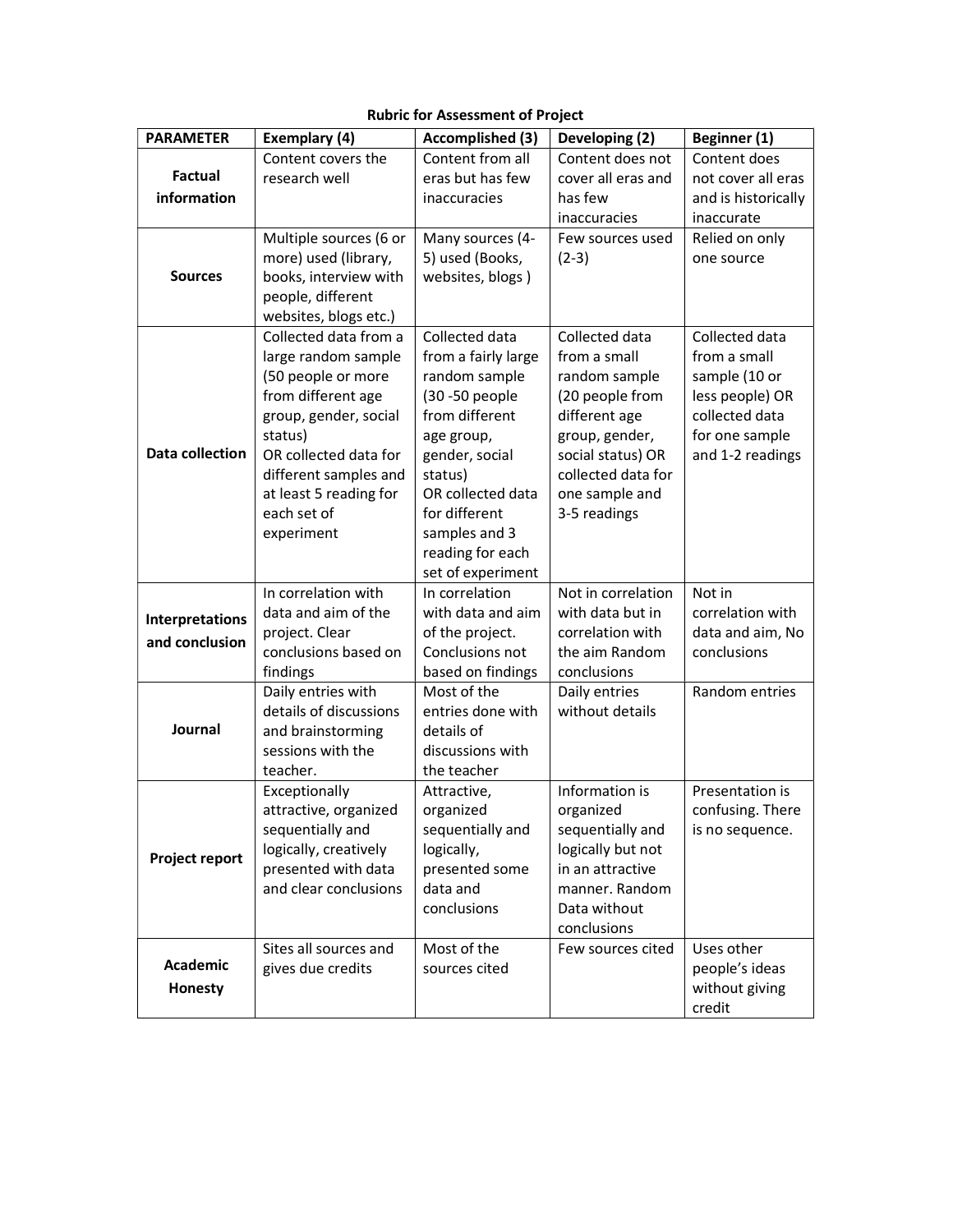**Rubric for Assessment of Project**

| PARAMETER | Exemplary (4) | Accomplished (3) | Developing (2) | Beginner (1) |
| --- | --- | --- | --- | --- |
| **Factual information** | Content covers the research well | Content from all eras but has few inaccuracies | Content does not cover all eras and has few inaccuracies | Content does not cover all eras and is historically inaccurate |
| **Sources** | Multiple sources (6 or more) used (library, books, interview with people, different websites, blogs etc.) | Many sources (4-5) used (Books, websites, blogs ) | Few sources used (2-3) | Relied on only one source |
| **Data collection** | Collected data from a large random sample (50 people or more from different age group, gender, social status) OR collected data for different samples and at least 5 reading for each set of experiment | Collected data from a fairly large random sample (30 -50 people from different age group, gender, social status) OR collected data for different samples and 3 reading for each set of experiment | Collected data from a small random sample (20 people from different age group, gender, social status) OR collected data for one sample and 3-5 readings | Collected data from a small sample (10 or less people) OR collected data for one sample and 1-2 readings |
| **Interpretations and conclusion** | In correlation with data and aim of the project. Clear conclusions based on findings | In correlation with data and aim of the project. Conclusions not based on findings | Not in correlation with data but in correlation with the aim Random conclusions | Not in correlation with data and aim, No conclusions |
| **Journal** | Daily entries with details of discussions and brainstorming sessions with the teacher. | Most of the entries done with details of discussions with the teacher | Daily entries without details | Random entries |
| **Project report** | Exceptionally attractive, organized sequentially and logically, creatively presented with data and clear conclusions | Attractive, organized sequentially and logically, presented some data and conclusions | Information is organized sequentially and logically but not in an attractive manner. Random Data without conclusions | Presentation is confusing. There is no sequence. |
| **Academic Honesty** | Sites all sources and gives due credits | Most of the sources cited | Few sources cited | Uses other people's ideas without giving credit |